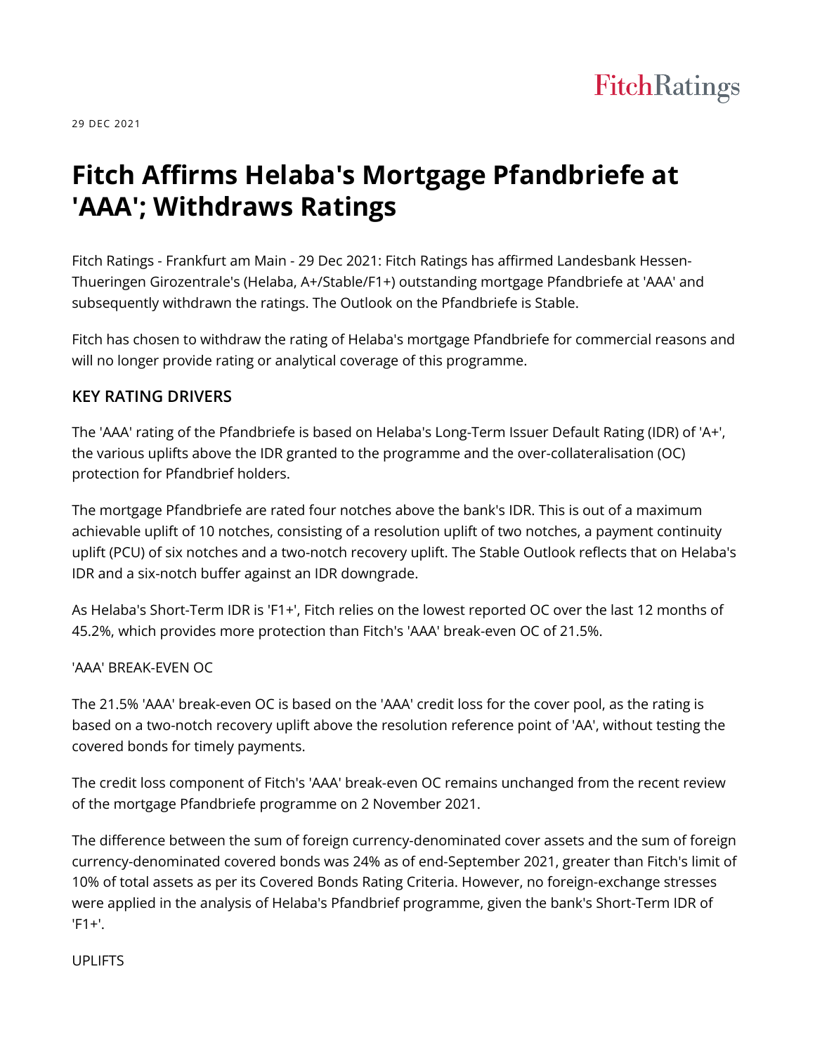29 DEC 2021

# Fitch Affirms Helaba's Mortgage Pfandbriefe at 'AAA'; Withdraws Ratings

Fitch Ratings - Frankfurt am Main - 29 Dec 2021: Fitch Ratings has affirmed Landesbank Hessen-Thueringen Girozentrale's (Helaba, A+/Stable/F1+) outstanding mortgage Pfandbriefe at 'AAA' and subsequently withdrawn the ratings. The Outlook on the Pfandbriefe is Stable.

Fitch has chosen to withdraw the rating of Helaba's mortgage Pfandbriefe for commercial reasons and will no longer provide rating or analytical coverage of this programme.

## KEY RATING DRIVERS

The 'AAA' rating of the Pfandbriefe is based on Helaba's Long-Term Issuer Default Rating (IDR) of 'A+', the various uplifts above the IDR granted to the programme and the over-collateralisation (OC) protection for Pfandbrief holders.

The mortgage Pfandbriefe are rated four notches above the bank's IDR. This is out of a maximum achievable uplift of 10 notches, consisting of a resolution uplift of two notches, a payment continuity uplift (PCU) of six notches and a two-notch recovery uplift. The Stable Outlook reflects that on Helaba's IDR and a six-notch buffer against an IDR downgrade.

As Helaba's Short-Term IDR is 'F1+', Fitch relies on the lowest reported OC over the last 12 months of 45.2%, which provides more protection than Fitch's 'AAA' break-even OC of 21.5%.

'AAA' BREAK-EVEN OC

The 21.5% 'AAA' break-even OC is based on the 'AAA' credit loss for the cover pool, as the rating is based on a two-notch recovery uplift above the resolution reference point of 'AA', without testing the covered bonds for timely payments.

The credit loss component of Fitch's 'AAA' break-even OC remains unchanged from the recent review of the mortgage Pfandbriefe programme on 2 November 2021.

The difference between the sum of foreign currency-denominated cover assets and the sum of foreign currency-denominated covered bonds was 24% as of end-September 2021, greater than Fitch's limit of 10% of total assets as per its Covered Bonds Rating Criteria. However, no foreign-exchange stresses were applied in the analysis of Helaba's Pfandbrief programme, given the bank's Short-Term IDR of 'F1+'.

UPLIFTS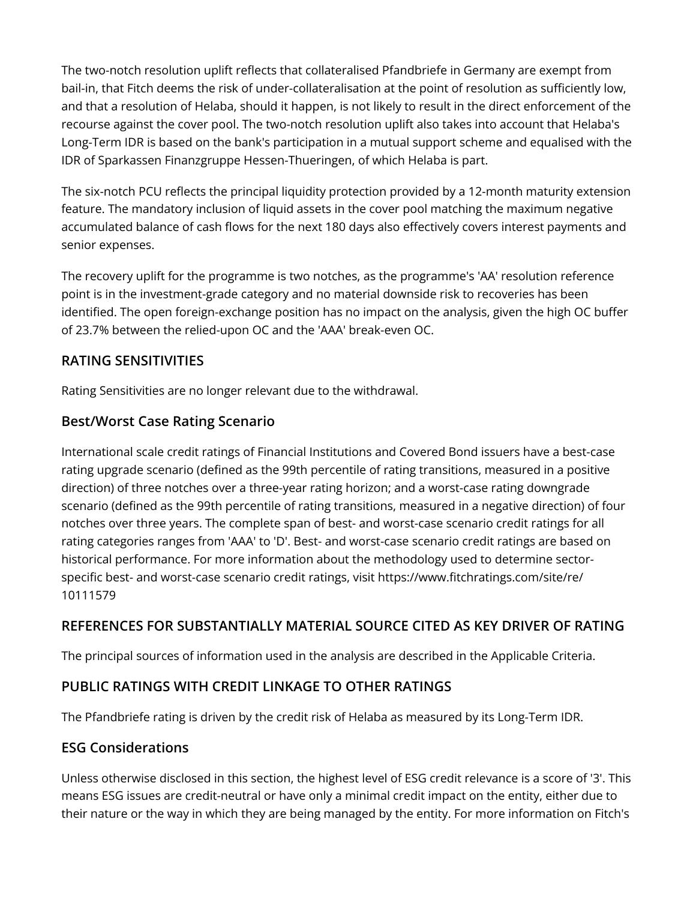The two-notch resolution uplift reflects that collateralised Pfandbriefe in Germany are exempt from bail-in, that Fitch deems the risk of under-collateralisation at the point of resolution as sufficiently low, and that a resolution of Helaba, should it happen, is not likely to result in the direct enforcement of the recourse against the cover pool. The two-notch resolution uplift also takes into account that Helaba's Long-Term IDR is based on the bank's participation in a mutual support scheme and equalised with the IDR of Sparkassen Finanzgruppe Hessen-Thueringen, of which Helaba is part.

The six-notch PCU reflects the principal liquidity protection provided by a 12-month maturity extension feature. The mandatory inclusion of liquid assets in the cover pool matching the maximum negative accumulated balance of cash flows for the next 180 days also effectively covers interest payments and senior expenses.

The recovery uplift for the programme is two notches, as the programme's 'AA' resolution reference point is in the investment-grade category and no material downside risk to recoveries has been identified. The open foreign-exchange position has no impact on the analysis, given the high OC buffer of 23.7% between the relied-upon OC and the 'AAA' break-even OC.

## RATING SENSITIVITIES

Rating Sensitivities are no longer relevant due to the withdrawal.

## Best/Worst Case Rating Scenario

International scale credit ratings of Financial Institutions and Covered Bond issuers have a best-case rating upgrade scenario (defined as the 99th percentile of rating transitions, measured in a positive direction) of three notches over a three-year rating horizon; and a worst-case rating downgrade scenario (defined as the 99th percentile of rating transitions, measured in a negative direction) of four notches over three years. The complete span of best- and worst-case scenario credit ratings for all rating categories ranges from 'AAA' to 'D'. Best- and worst-case scenario credit ratings are based on historical performance. For more information about the methodology used to determine sector-specific best- and worst-case scenario credit ratings, visit https://www.fitchratings.com/site/re/10111579

## REFERENCES FOR SUBSTANTIALLY MATERIAL SOURCE CITED AS KEY DRIVER OF RATING

The principal sources of information used in the analysis are described in the Applicable Criteria.

## PUBLIC RATINGS WITH CREDIT LINKAGE TO OTHER RATINGS

The Pfandbriefe rating is driven by the credit risk of Helaba as measured by its Long-Term IDR.

## ESG Considerations

Unless otherwise disclosed in this section, the highest level of ESG credit relevance is a score of '3'. This means ESG issues are credit-neutral or have only a minimal credit impact on the entity, either due to their nature or the way in which they are being managed by the entity. For more information on Fitch's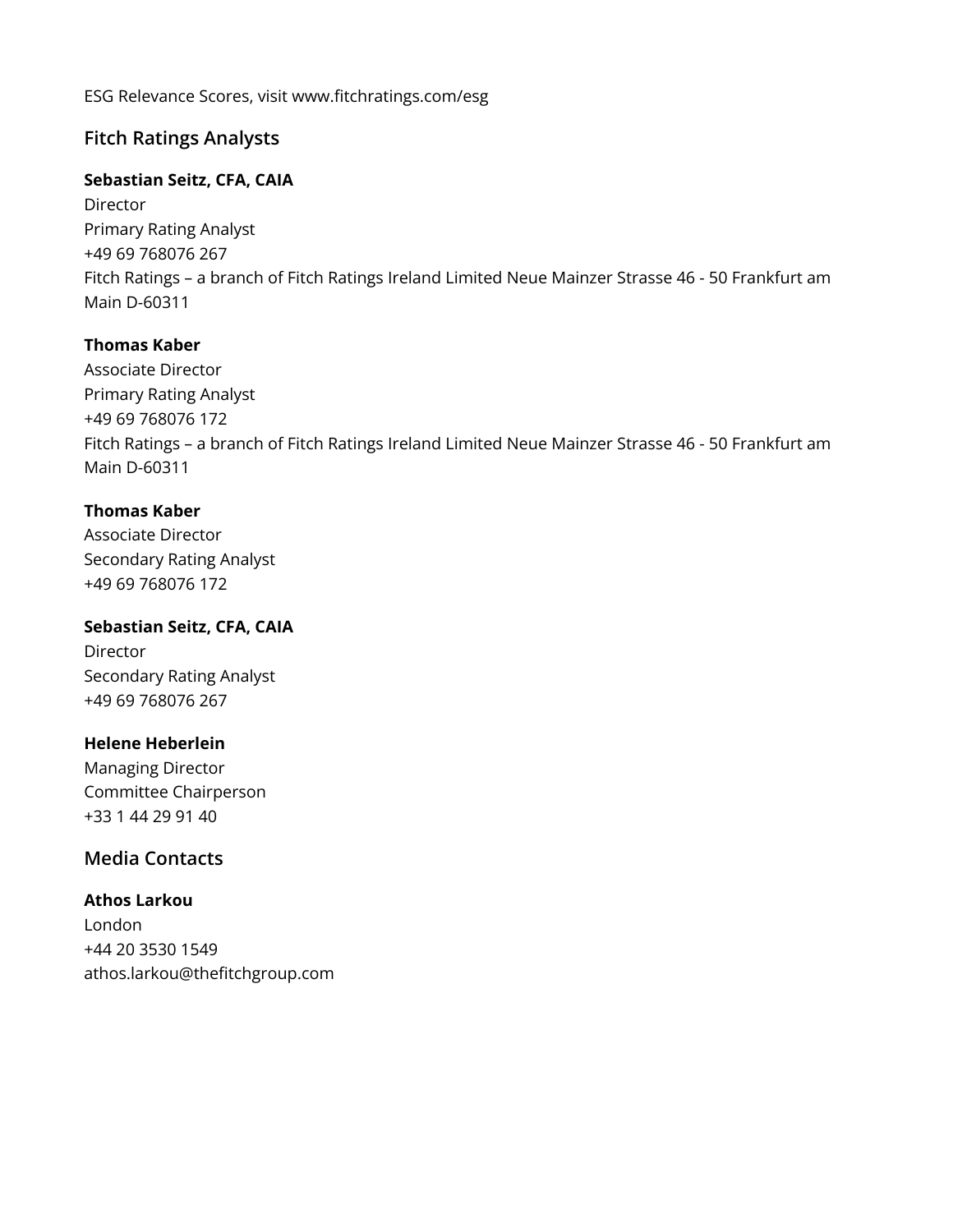ESG Relevance Scores, visit www.fitchratings.com/esg

## Fitch Ratings Analysts

**Sebastian Seitz, CFA, CAIA**
Director
Primary Rating Analyst
+49 69 768076 267
Fitch Ratings – a branch of Fitch Ratings Ireland Limited Neue Mainzer Strasse 46 - 50 Frankfurt am Main D-60311

**Thomas Kaber**
Associate Director
Primary Rating Analyst
+49 69 768076 172
Fitch Ratings – a branch of Fitch Ratings Ireland Limited Neue Mainzer Strasse 46 - 50 Frankfurt am Main D-60311

**Thomas Kaber**
Associate Director
Secondary Rating Analyst
+49 69 768076 172

**Sebastian Seitz, CFA, CAIA**
Director
Secondary Rating Analyst
+49 69 768076 267

**Helene Heberlein**
Managing Director
Committee Chairperson
+33 1 44 29 91 40

## Media Contacts

**Athos Larkou**
London
+44 20 3530 1549
athos.larkou@thefitchgroup.com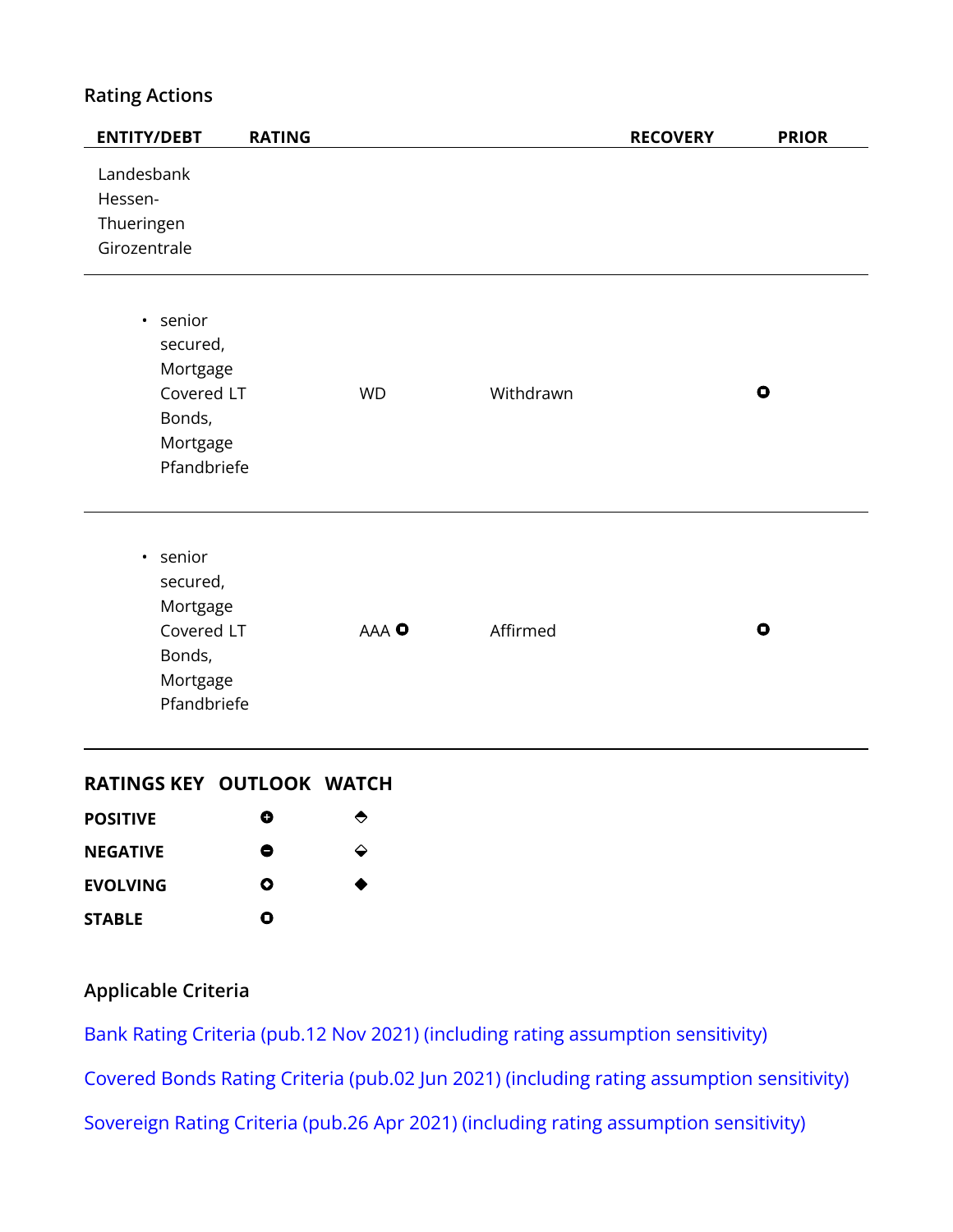## Rating Actions

| ENTITY/DEBT | RATING | | RECOVERY | PRIOR |
|---|---|---|---|---|
| Landesbank Hessen-Thueringen Girozentrale | | | | |
| • senior secured, Mortgage Covered LT Bonds, Mortgage Pfandbriefe | WD | Withdrawn | | AAA Stable |
| • senior secured, Mortgage Covered LT Bonds, Mortgage Pfandbriefe | AAA Stable | Affirmed | | AAA Stable |

| RATINGS KEY | OUTLOOK | WATCH |
|---|---|---|
| POSITIVE | ⊕ | ⬘ |
| NEGATIVE | ⊖ | ⬙ |
| EVOLVING | ⊙ | ◆ |
| STABLE | ○ | |

## Applicable Criteria

Bank Rating Criteria (pub.12 Nov 2021) (including rating assumption sensitivity)

Covered Bonds Rating Criteria (pub.02 Jun 2021) (including rating assumption sensitivity)

Sovereign Rating Criteria (pub.26 Apr 2021) (including rating assumption sensitivity)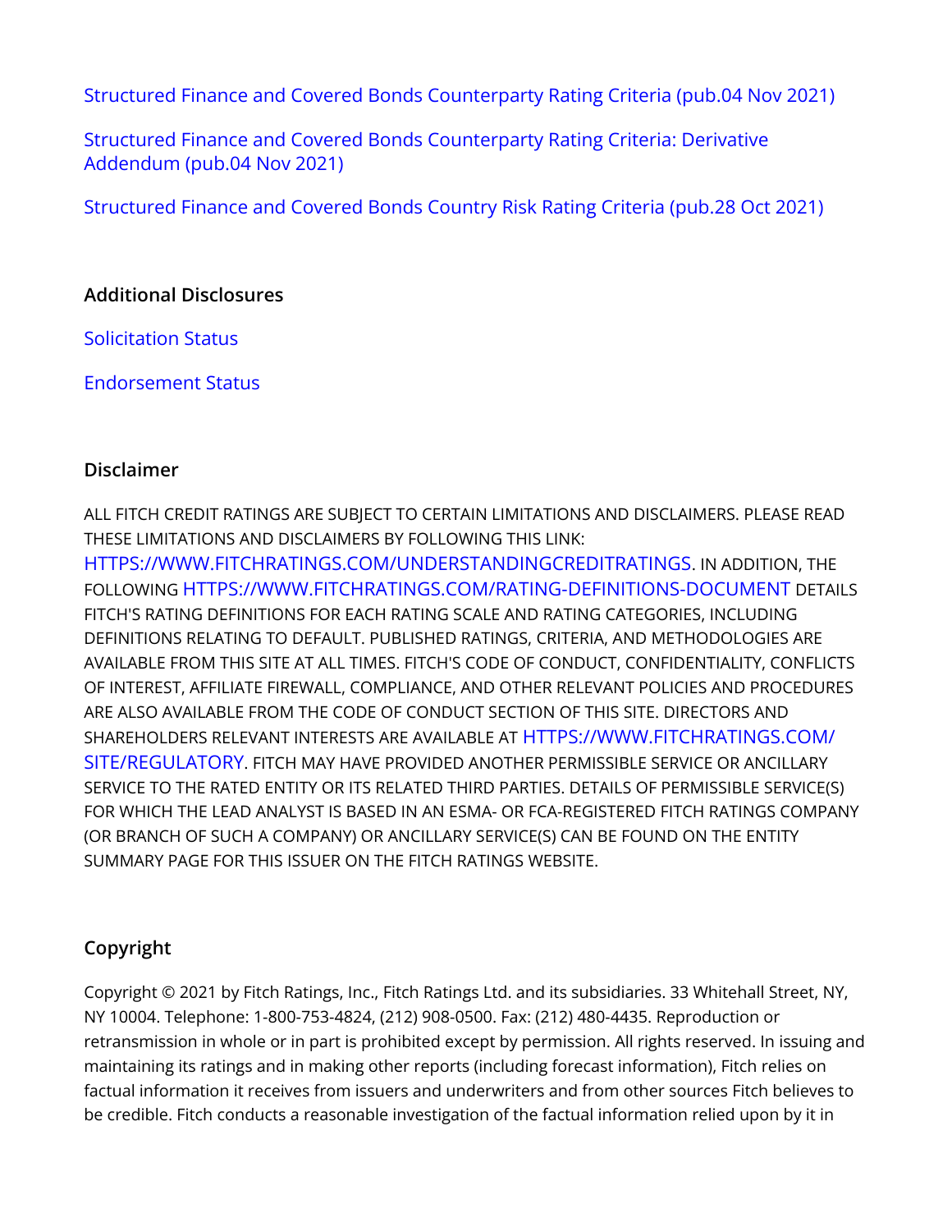Structured Finance and Covered Bonds Counterparty Rating Criteria (pub.04 Nov 2021)

Structured Finance and Covered Bonds Counterparty Rating Criteria: Derivative Addendum (pub.04 Nov 2021)

Structured Finance and Covered Bonds Country Risk Rating Criteria (pub.28 Oct 2021)

## Additional Disclosures

Solicitation Status

Endorsement Status

## Disclaimer

ALL FITCH CREDIT RATINGS ARE SUBJECT TO CERTAIN LIMITATIONS AND DISCLAIMERS. PLEASE READ THESE LIMITATIONS AND DISCLAIMERS BY FOLLOWING THIS LINK: HTTPS://WWW.FITCHRATINGS.COM/UNDERSTANDINGCREDITRATINGS. IN ADDITION, THE FOLLOWING HTTPS://WWW.FITCHRATINGS.COM/RATING-DEFINITIONS-DOCUMENT DETAILS FITCH'S RATING DEFINITIONS FOR EACH RATING SCALE AND RATING CATEGORIES, INCLUDING DEFINITIONS RELATING TO DEFAULT. PUBLISHED RATINGS, CRITERIA, AND METHODOLOGIES ARE AVAILABLE FROM THIS SITE AT ALL TIMES. FITCH'S CODE OF CONDUCT, CONFIDENTIALITY, CONFLICTS OF INTEREST, AFFILIATE FIREWALL, COMPLIANCE, AND OTHER RELEVANT POLICIES AND PROCEDURES ARE ALSO AVAILABLE FROM THE CODE OF CONDUCT SECTION OF THIS SITE. DIRECTORS AND SHAREHOLDERS RELEVANT INTERESTS ARE AVAILABLE AT HTTPS://WWW.FITCHRATINGS.COM/SITE/REGULATORY. FITCH MAY HAVE PROVIDED ANOTHER PERMISSIBLE SERVICE OR ANCILLARY SERVICE TO THE RATED ENTITY OR ITS RELATED THIRD PARTIES. DETAILS OF PERMISSIBLE SERVICE(S) FOR WHICH THE LEAD ANALYST IS BASED IN AN ESMA- OR FCA-REGISTERED FITCH RATINGS COMPANY (OR BRANCH OF SUCH A COMPANY) OR ANCILLARY SERVICE(S) CAN BE FOUND ON THE ENTITY SUMMARY PAGE FOR THIS ISSUER ON THE FITCH RATINGS WEBSITE.

## Copyright

Copyright © 2021 by Fitch Ratings, Inc., Fitch Ratings Ltd. and its subsidiaries. 33 Whitehall Street, NY, NY 10004. Telephone: 1-800-753-4824, (212) 908-0500. Fax: (212) 480-4435. Reproduction or retransmission in whole or in part is prohibited except by permission. All rights reserved. In issuing and maintaining its ratings and in making other reports (including forecast information), Fitch relies on factual information it receives from issuers and underwriters and from other sources Fitch believes to be credible. Fitch conducts a reasonable investigation of the factual information relied upon by it in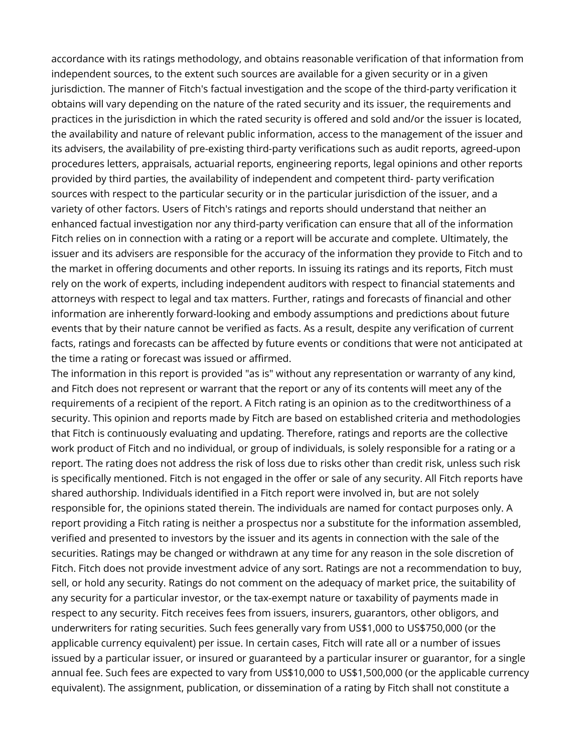accordance with its ratings methodology, and obtains reasonable verification of that information from independent sources, to the extent such sources are available for a given security or in a given jurisdiction. The manner of Fitch's factual investigation and the scope of the third-party verification it obtains will vary depending on the nature of the rated security and its issuer, the requirements and practices in the jurisdiction in which the rated security is offered and sold and/or the issuer is located, the availability and nature of relevant public information, access to the management of the issuer and its advisers, the availability of pre-existing third-party verifications such as audit reports, agreed-upon procedures letters, appraisals, actuarial reports, engineering reports, legal opinions and other reports provided by third parties, the availability of independent and competent third- party verification sources with respect to the particular security or in the particular jurisdiction of the issuer, and a variety of other factors. Users of Fitch's ratings and reports should understand that neither an enhanced factual investigation nor any third-party verification can ensure that all of the information Fitch relies on in connection with a rating or a report will be accurate and complete. Ultimately, the issuer and its advisers are responsible for the accuracy of the information they provide to Fitch and to the market in offering documents and other reports. In issuing its ratings and its reports, Fitch must rely on the work of experts, including independent auditors with respect to financial statements and attorneys with respect to legal and tax matters. Further, ratings and forecasts of financial and other information are inherently forward-looking and embody assumptions and predictions about future events that by their nature cannot be verified as facts. As a result, despite any verification of current facts, ratings and forecasts can be affected by future events or conditions that were not anticipated at the time a rating or forecast was issued or affirmed.

The information in this report is provided "as is" without any representation or warranty of any kind, and Fitch does not represent or warrant that the report or any of its contents will meet any of the requirements of a recipient of the report. A Fitch rating is an opinion as to the creditworthiness of a security. This opinion and reports made by Fitch are based on established criteria and methodologies that Fitch is continuously evaluating and updating. Therefore, ratings and reports are the collective work product of Fitch and no individual, or group of individuals, is solely responsible for a rating or a report. The rating does not address the risk of loss due to risks other than credit risk, unless such risk is specifically mentioned. Fitch is not engaged in the offer or sale of any security. All Fitch reports have shared authorship. Individuals identified in a Fitch report were involved in, but are not solely responsible for, the opinions stated therein. The individuals are named for contact purposes only. A report providing a Fitch rating is neither a prospectus nor a substitute for the information assembled, verified and presented to investors by the issuer and its agents in connection with the sale of the securities. Ratings may be changed or withdrawn at any time for any reason in the sole discretion of Fitch. Fitch does not provide investment advice of any sort. Ratings are not a recommendation to buy, sell, or hold any security. Ratings do not comment on the adequacy of market price, the suitability of any security for a particular investor, or the tax-exempt nature or taxability of payments made in respect to any security. Fitch receives fees from issuers, insurers, guarantors, other obligors, and underwriters for rating securities. Such fees generally vary from US$1,000 to US$750,000 (or the applicable currency equivalent) per issue. In certain cases, Fitch will rate all or a number of issues issued by a particular issuer, or insured or guaranteed by a particular insurer or guarantor, for a single annual fee. Such fees are expected to vary from US$10,000 to US$1,500,000 (or the applicable currency equivalent). The assignment, publication, or dissemination of a rating by Fitch shall not constitute a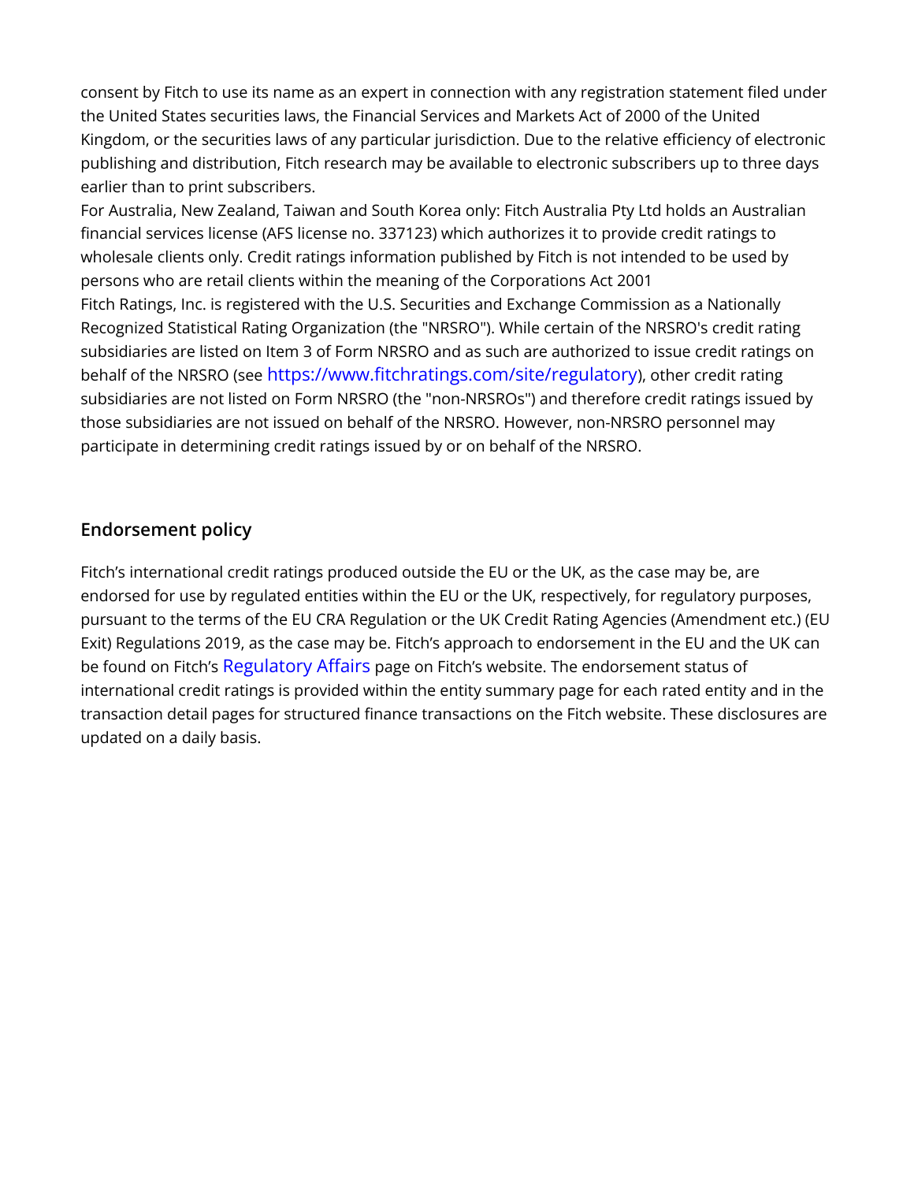consent by Fitch to use its name as an expert in connection with any registration statement filed under the United States securities laws, the Financial Services and Markets Act of 2000 of the United Kingdom, or the securities laws of any particular jurisdiction. Due to the relative efficiency of electronic publishing and distribution, Fitch research may be available to electronic subscribers up to three days earlier than to print subscribers.

For Australia, New Zealand, Taiwan and South Korea only: Fitch Australia Pty Ltd holds an Australian financial services license (AFS license no. 337123) which authorizes it to provide credit ratings to wholesale clients only. Credit ratings information published by Fitch is not intended to be used by persons who are retail clients within the meaning of the Corporations Act 2001

Fitch Ratings, Inc. is registered with the U.S. Securities and Exchange Commission as a Nationally Recognized Statistical Rating Organization (the "NRSRO"). While certain of the NRSRO's credit rating subsidiaries are listed on Item 3 of Form NRSRO and as such are authorized to issue credit ratings on behalf of the NRSRO (see https://www.fitchratings.com/site/regulatory), other credit rating subsidiaries are not listed on Form NRSRO (the "non-NRSROs") and therefore credit ratings issued by those subsidiaries are not issued on behalf of the NRSRO. However, non-NRSRO personnel may participate in determining credit ratings issued by or on behalf of the NRSRO.

## Endorsement policy

Fitch's international credit ratings produced outside the EU or the UK, as the case may be, are endorsed for use by regulated entities within the EU or the UK, respectively, for regulatory purposes, pursuant to the terms of the EU CRA Regulation or the UK Credit Rating Agencies (Amendment etc.) (EU Exit) Regulations 2019, as the case may be. Fitch's approach to endorsement in the EU and the UK can be found on Fitch's Regulatory Affairs page on Fitch's website. The endorsement status of international credit ratings is provided within the entity summary page for each rated entity and in the transaction detail pages for structured finance transactions on the Fitch website. These disclosures are updated on a daily basis.